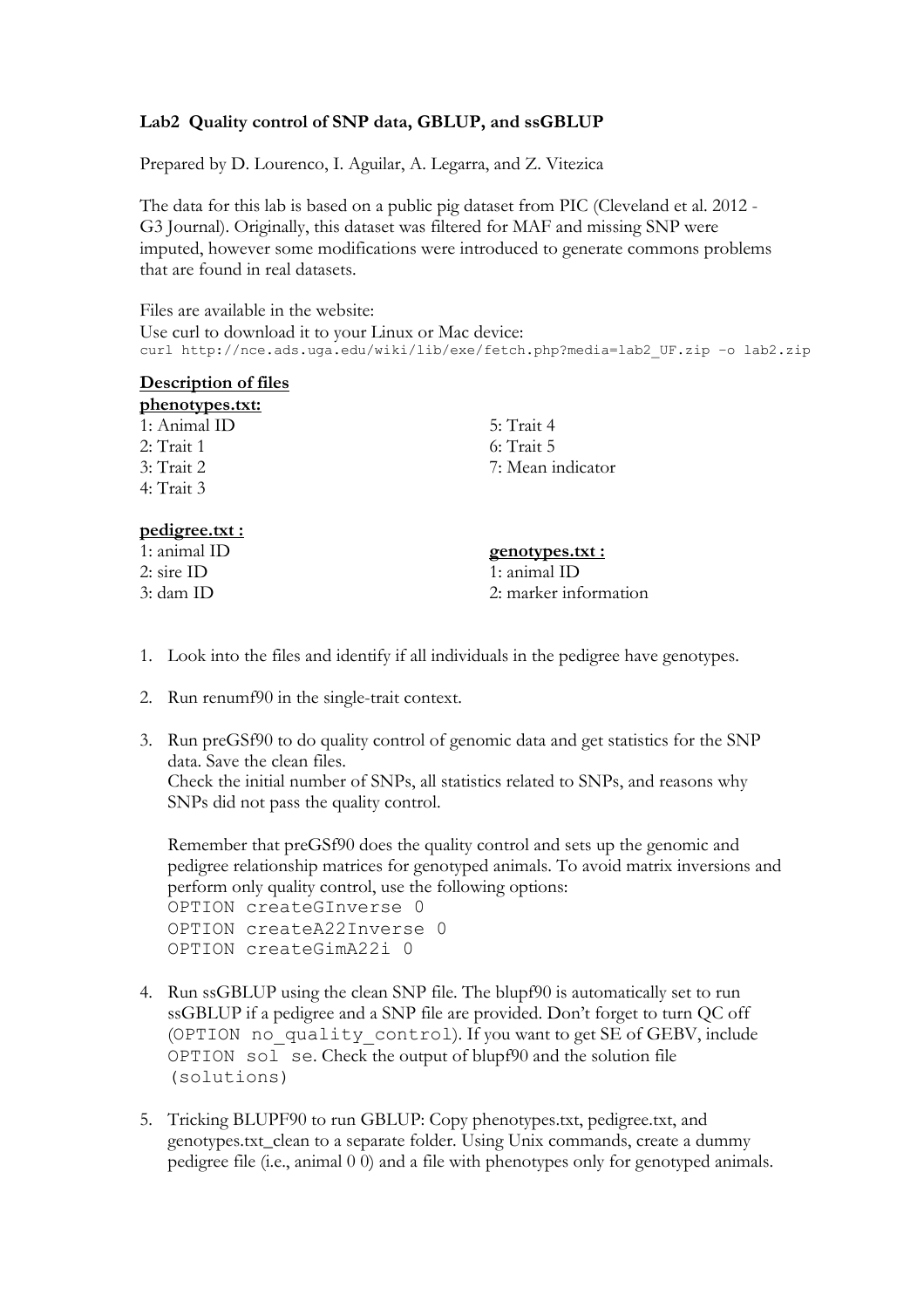**Lab2 Quality control of SNP data, GBLUP, and ssGBLUP**

Prepared by D. Lourenco, I. Aguilar, A. Legarra, and Z. Vitezica

The data for this lab is based on a public pig dataset from PIC (Cleveland et al. 2012 - G3 Journal). Originally, this dataset was filtered for MAF and missing SNP were imputed, however some modifications were introduced to generate commons problems that are found in real datasets.

Files are available in the website:
Use curl to download it to your Linux or Mac device:

```
curl http://nce.ads.uga.edu/wiki/lib/exe/fetch.php?media=lab2_UF.zip –o lab2.zip
```

**Description of files**

**phenotypes.txt:**

1: Animal ID
2: Trait 1
3: Trait 2
4: Trait 3
5: Trait 4
6: Trait 5
7: Mean indicator

**pedigree.txt :**

1: animal ID
2: sire ID
3: dam ID

**genotypes.txt :**

1: animal ID
2: marker information

1. Look into the files and identify if all individuals in the pedigree have genotypes.

2. Run renumf90 in the single-trait context.

3. Run preGSf90 to do quality control of genomic data and get statistics for the SNP data. Save the clean files.
   Check the initial number of SNPs, all statistics related to SNPs, and reasons why SNPs did not pass the quality control.

   Remember that preGSf90 does the quality control and sets up the genomic and pedigree relationship matrices for genotyped animals. To avoid matrix inversions and perform only quality control, use the following options:

   ```
   OPTION createGInverse 0
   OPTION createA22Inverse 0
   OPTION createGimA22i 0
   ```

4. Run ssGBLUP using the clean SNP file. The blupf90 is automatically set to run ssGBLUP if a pedigree and a SNP file are provided. Don't forget to turn QC off (`OPTION no_quality_control`). If you want to get SE of GEBV, include `OPTION sol se`. Check the output of blupf90 and the solution file (`solutions`)

5. Tricking BLUPF90 to run GBLUP: Copy phenotypes.txt, pedigree.txt, and genotypes.txt_clean to a separate folder. Using Unix commands, create a dummy pedigree file (i.e., animal 0 0) and a file with phenotypes only for genotyped animals.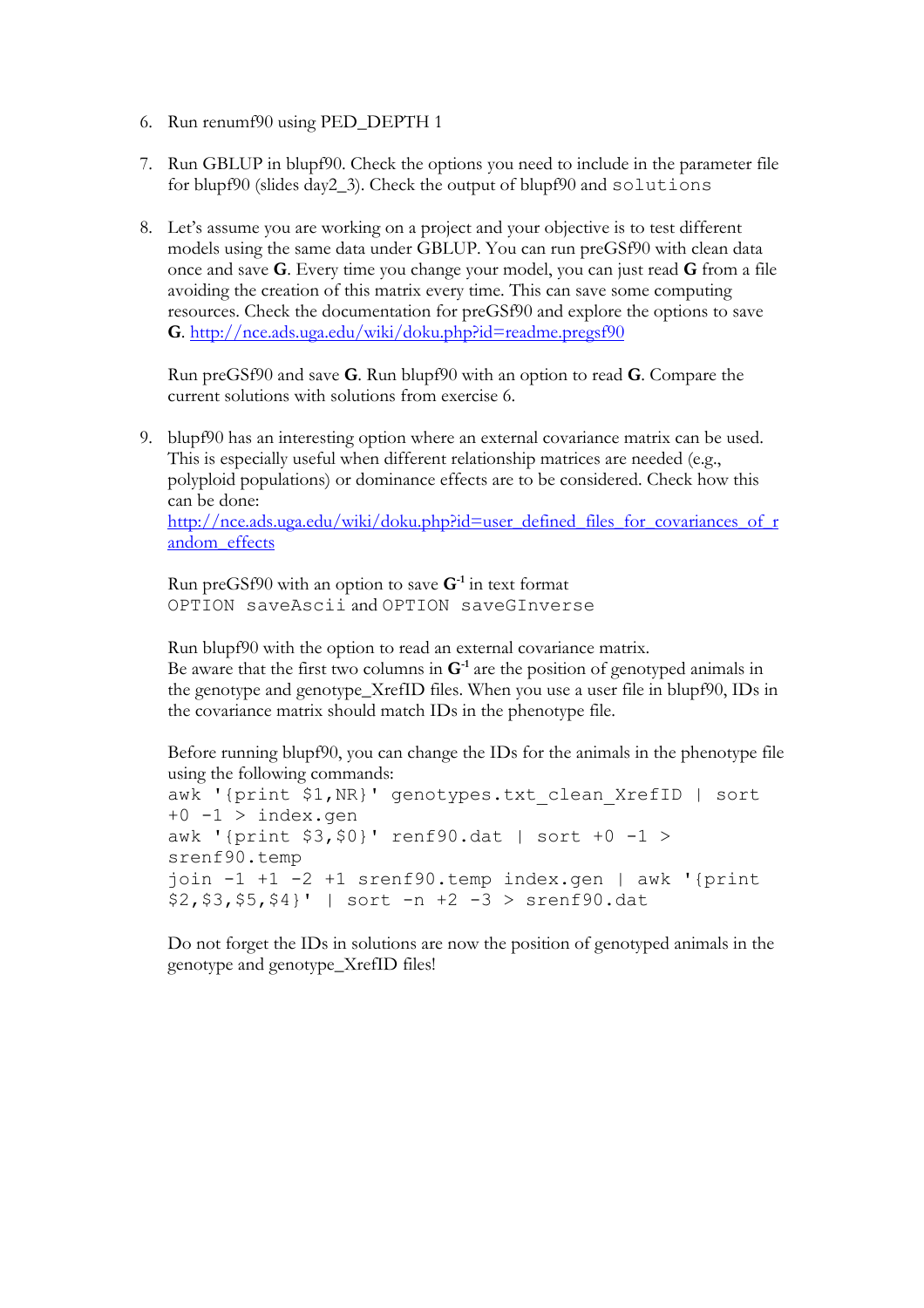6. Run renumf90 using PED_DEPTH 1

7. Run GBLUP in blupf90. Check the options you need to include in the parameter file for blupf90 (slides day2_3). Check the output of blupf90 and `solutions`

8. Let's assume you are working on a project and your objective is to test different models using the same data under GBLUP. You can run preGSf90 with clean data once and save **G**. Every time you change your model, you can just read **G** from a file avoiding the creation of this matrix every time. This can save some computing resources. Check the documentation for preGSf90 and explore the options to save **G**. http://nce.ads.uga.edu/wiki/doku.php?id=readme.pregsf90

   Run preGSf90 and save **G**. Run blupf90 with an option to read **G**. Compare the current solutions with solutions from exercise 6.

9. blupf90 has an interesting option where an external covariance matrix can be used. This is especially useful when different relationship matrices are needed (e.g., polyploid populations) or dominance effects are to be considered. Check how this can be done: http://nce.ads.uga.edu/wiki/doku.php?id=user_defined_files_for_covariances_of_random_effects

   Run preGSf90 with an option to save $\mathbf{G}^{-1}$ in text format `OPTION saveAscii` and `OPTION saveGInverse`

   Run blupf90 with the option to read an external covariance matrix. Be aware that the first two columns in $\mathbf{G}^{-1}$ are the position of genotyped animals in the genotype and genotype_XrefID files. When you use a user file in blupf90, IDs in the covariance matrix should match IDs in the phenotype file.

   Before running blupf90, you can change the IDs for the animals in the phenotype file using the following commands:

   ```
   awk '{print $1,NR}' genotypes.txt_clean_XrefID | sort +0 -1 > index.gen
   awk '{print $3,$0}' renf90.dat | sort +0 -1 > srenf90.temp
   join -1 +1 -2 +1 srenf90.temp index.gen | awk '{print $2,$3,$5,$4}' | sort -n +2 -3 > srenf90.dat
   ```

   Do not forget the IDs in solutions are now the position of genotyped animals in the genotype and genotype_XrefID files!